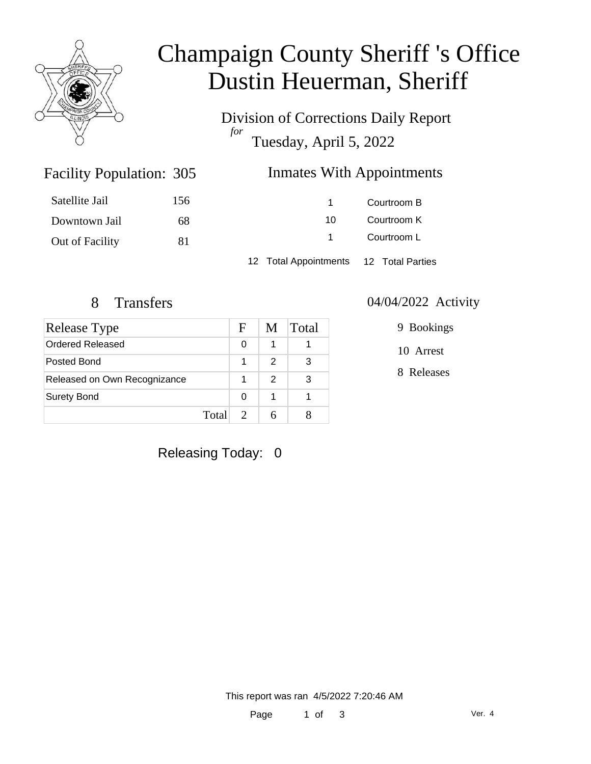# Champaign County Sheriff 's Office
# Dustin Heuerman, Sheriff

Division of Corrections Daily Report

*for*

Tuesday, April 5, 2022

## Facility Population: 305

| | |
|---|---|
| Satellite Jail | 156 |
| Downtown Jail | 68 |
| Out of Facility | 81 |

## Inmates With Appointments

| | |
|---|---|
| 1 | Courtroom B |
| 10 | Courtroom K |
| 1 | Courtroom L |

12 Total Appointments 12 Total Parties

## 8 Transfers

| Release Type | F | M | Total |
|---|---|---|---|
| Ordered Released | 0 | 1 | 1 |
| Posted Bond | 1 | 2 | 3 |
| Released on Own Recognizance | 1 | 2 | 3 |
| Surety Bond | 0 | 1 | 1 |
| Total | 2 | 6 | 8 |

## 04/04/2022 Activity

9 Bookings

10 Arrest

8 Releases

Releasing Today: 0

This report was ran 4/5/2022 7:20:46 AM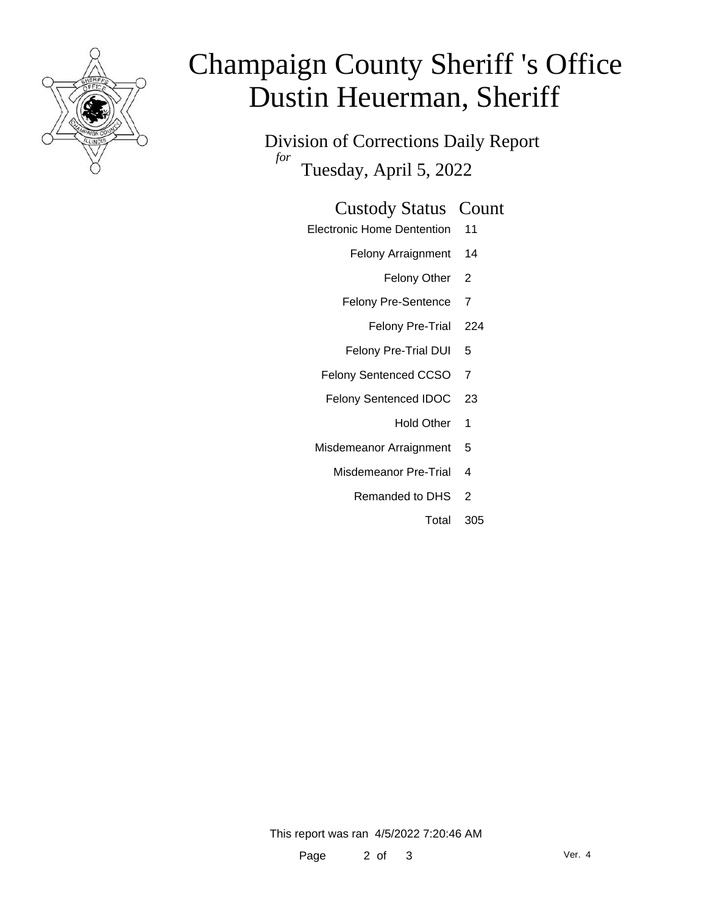# Champaign County Sheriff 's Office
# Dustin Heuerman, Sheriff

Division of Corrections Daily Report
*for*
Tuesday, April 5, 2022

| Custody Status | Count |
| --- | --- |
| Electronic Home Dentention | 11 |
| Felony Arraignment | 14 |
| Felony Other | 2 |
| Felony Pre-Sentence | 7 |
| Felony Pre-Trial | 224 |
| Felony Pre-Trial DUI | 5 |
| Felony Sentenced CCSO | 7 |
| Felony Sentenced IDOC | 23 |
| Hold Other | 1 |
| Misdemeanor Arraignment | 5 |
| Misdemeanor Pre-Trial | 4 |
| Remanded to DHS | 2 |
| Total | 305 |

This report was ran 4/5/2022 7:20:46 AM

Ver. 4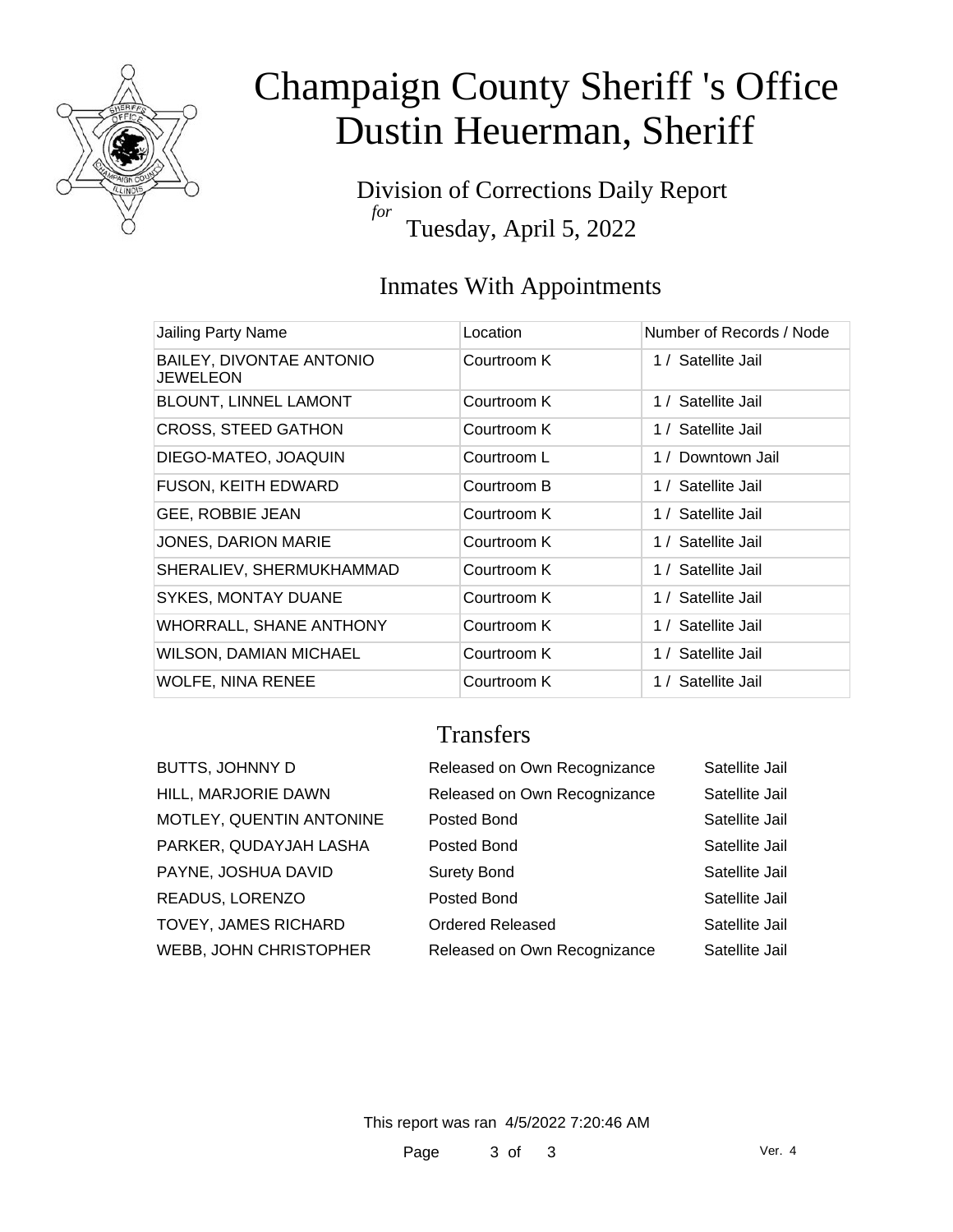# Champaign County Sheriff 's Office
# Dustin Heuerman, Sheriff

Division of Corrections Daily Report
*for*
Tuesday, April 5, 2022

## Inmates With Appointments

| Jailing Party Name | Location | Number of Records / Node |
| --- | --- | --- |
| BAILEY, DIVONTAE ANTONIO JEWELEON | Courtroom K | 1 / Satellite Jail |
| BLOUNT, LINNEL LAMONT | Courtroom K | 1 / Satellite Jail |
| CROSS, STEED GATHON | Courtroom K | 1 / Satellite Jail |
| DIEGO-MATEO, JOAQUIN | Courtroom L | 1 / Downtown Jail |
| FUSON, KEITH EDWARD | Courtroom B | 1 / Satellite Jail |
| GEE, ROBBIE JEAN | Courtroom K | 1 / Satellite Jail |
| JONES, DARION MARIE | Courtroom K | 1 / Satellite Jail |
| SHERALIEV, SHERMUKHAMMAD | Courtroom K | 1 / Satellite Jail |
| SYKES, MONTAY DUANE | Courtroom K | 1 / Satellite Jail |
| WHORRALL, SHANE ANTHONY | Courtroom K | 1 / Satellite Jail |
| WILSON, DAMIAN MICHAEL | Courtroom K | 1 / Satellite Jail |
| WOLFE, NINA RENEE | Courtroom K | 1 / Satellite Jail |

## Transfers

| | | |
| --- | --- | --- |
| BUTTS, JOHNNY D | Released on Own Recognizance | Satellite Jail |
| HILL, MARJORIE DAWN | Released on Own Recognizance | Satellite Jail |
| MOTLEY, QUENTIN ANTONINE | Posted Bond | Satellite Jail |
| PARKER, QUDAYJAH LASHA | Posted Bond | Satellite Jail |
| PAYNE, JOSHUA DAVID | Surety Bond | Satellite Jail |
| READUS, LORENZO | Posted Bond | Satellite Jail |
| TOVEY, JAMES RICHARD | Ordered Released | Satellite Jail |
| WEBB, JOHN CHRISTOPHER | Released on Own Recognizance | Satellite Jail |

This report was ran 4/5/2022 7:20:46 AM